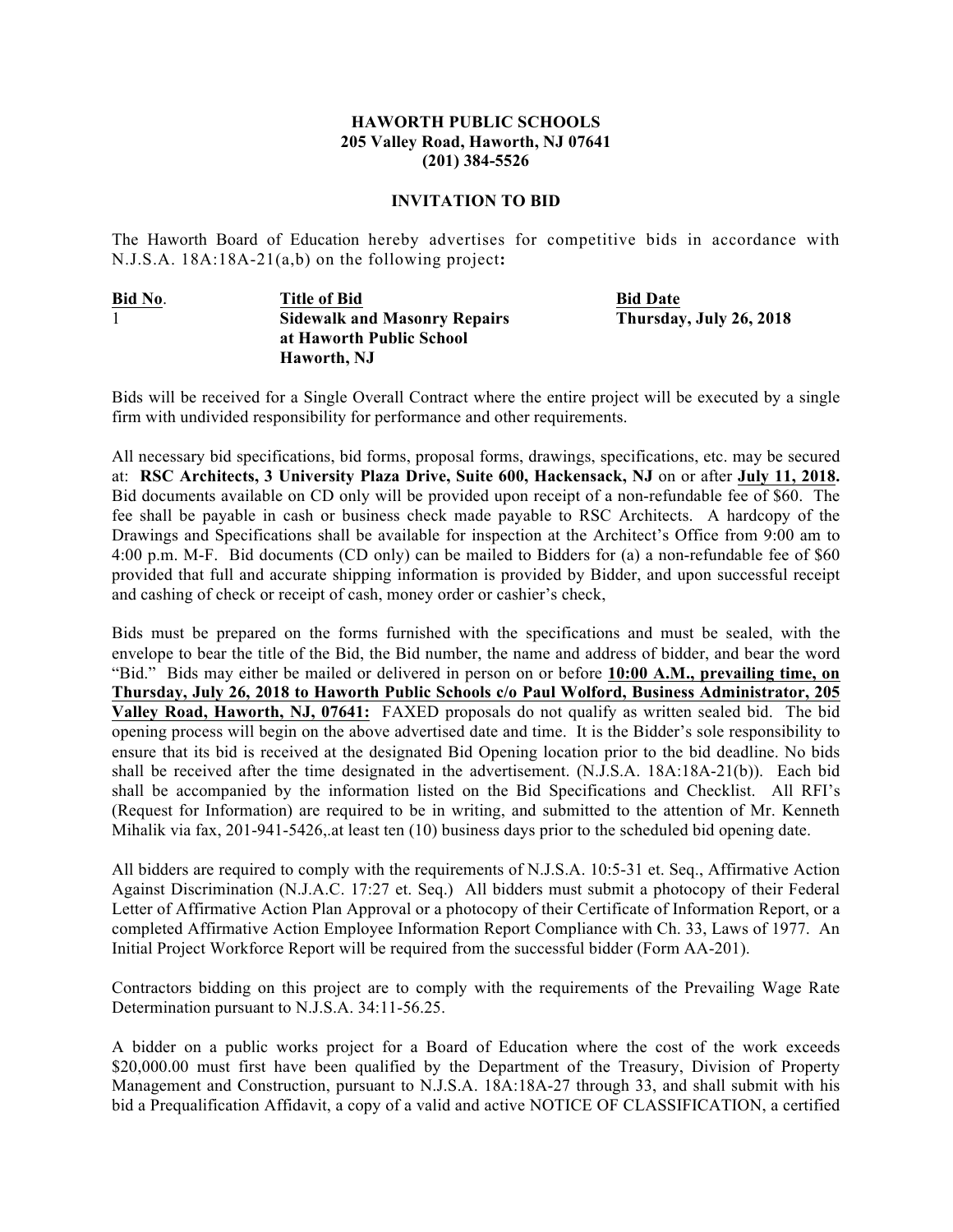**HAWORTH PUBLIC SCHOOLS**
**205 Valley Road, Haworth, NJ 07641**
**(201) 384-5526**

**INVITATION TO BID**

The Haworth Board of Education hereby advertises for competitive bids in accordance with N.J.S.A. 18A:18A-21(a,b) on the following project**:**

| **Bid No.** | **Title of Bid** | **Bid Date** |
|---|---|---|
| 1 | **Sidewalk and Masonry Repairs at Haworth Public School Haworth, NJ** | **Thursday, July 26, 2018** |

Bids will be received for a Single Overall Contract where the entire project will be executed by a single firm with undivided responsibility for performance and other requirements.

All necessary bid specifications, bid forms, proposal forms, drawings, specifications, etc. may be secured at: **RSC Architects, 3 University Plaza Drive, Suite 600, Hackensack, NJ** on or after **July 11, 2018.** Bid documents available on CD only will be provided upon receipt of a non-refundable fee of $60. The fee shall be payable in cash or business check made payable to RSC Architects. A hardcopy of the Drawings and Specifications shall be available for inspection at the Architect's Office from 9:00 am to 4:00 p.m. M-F. Bid documents (CD only) can be mailed to Bidders for (a) a non-refundable fee of $60 provided that full and accurate shipping information is provided by Bidder, and upon successful receipt and cashing of check or receipt of cash, money order or cashier's check,

Bids must be prepared on the forms furnished with the specifications and must be sealed, with the envelope to bear the title of the Bid, the Bid number, the name and address of bidder, and bear the word "Bid." Bids may either be mailed or delivered in person on or before **10:00 A.M., prevailing time, on Thursday, July 26, 2018 to Haworth Public Schools c/o Paul Wolford, Business Administrator, 205 Valley Road, Haworth, NJ, 07641:** FAXED proposals do not qualify as written sealed bid. The bid opening process will begin on the above advertised date and time. It is the Bidder's sole responsibility to ensure that its bid is received at the designated Bid Opening location prior to the bid deadline. No bids shall be received after the time designated in the advertisement. (N.J.S.A. 18A:18A-21(b)). Each bid shall be accompanied by the information listed on the Bid Specifications and Checklist. All RFI's (Request for Information) are required to be in writing, and submitted to the attention of Mr. Kenneth Mihalik via fax, 201-941-5426,.at least ten (10) business days prior to the scheduled bid opening date.

All bidders are required to comply with the requirements of N.J.S.A. 10:5-31 et. Seq., Affirmative Action Against Discrimination (N.J.A.C. 17:27 et. Seq.) All bidders must submit a photocopy of their Federal Letter of Affirmative Action Plan Approval or a photocopy of their Certificate of Information Report, or a completed Affirmative Action Employee Information Report Compliance with Ch. 33, Laws of 1977. An Initial Project Workforce Report will be required from the successful bidder (Form AA-201).

Contractors bidding on this project are to comply with the requirements of the Prevailing Wage Rate Determination pursuant to N.J.S.A. 34:11-56.25.

A bidder on a public works project for a Board of Education where the cost of the work exceeds $20,000.00 must first have been qualified by the Department of the Treasury, Division of Property Management and Construction, pursuant to N.J.S.A. 18A:18A-27 through 33, and shall submit with his bid a Prequalification Affidavit, a copy of a valid and active NOTICE OF CLASSIFICATION, a certified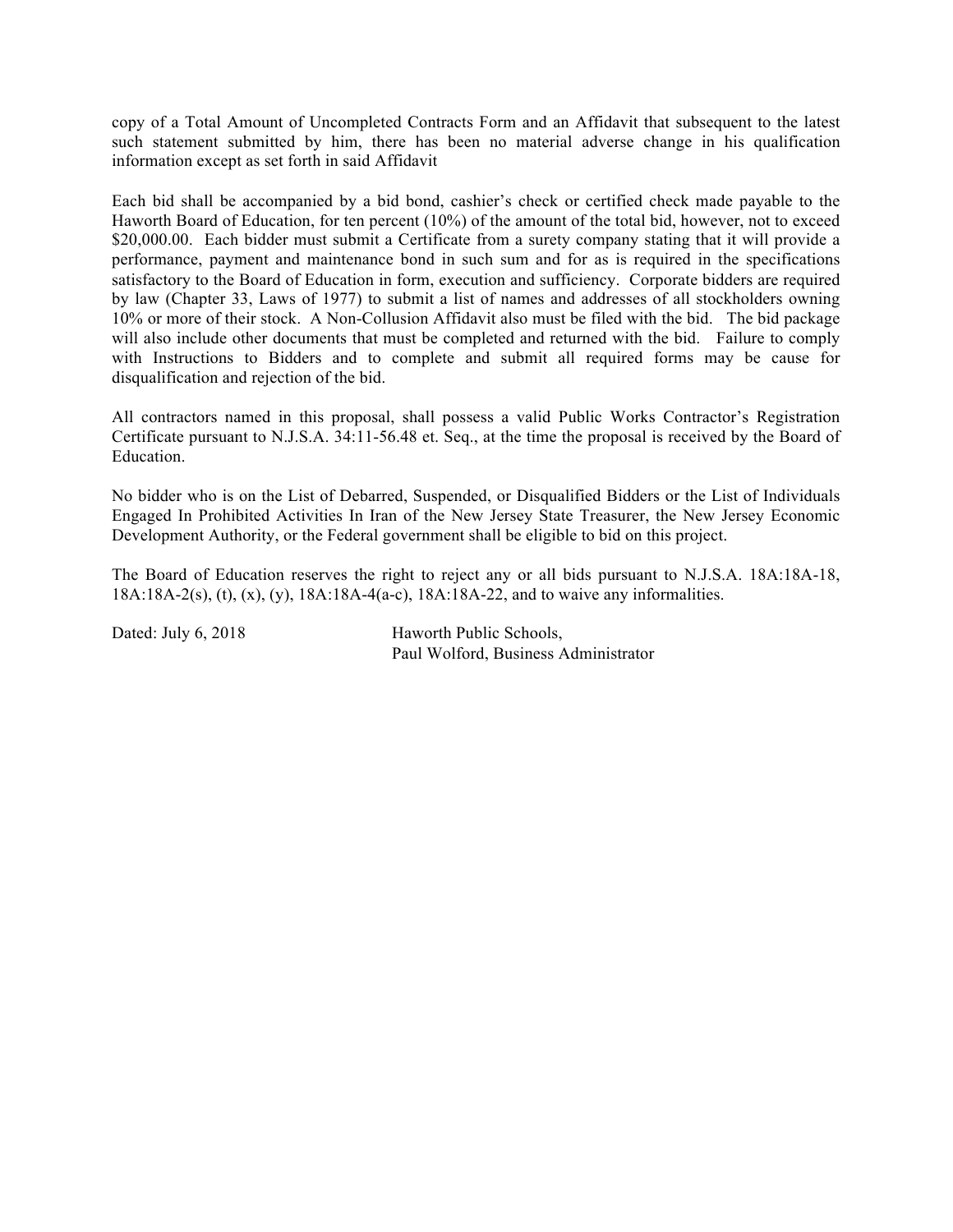copy of a Total Amount of Uncompleted Contracts Form and an Affidavit that subsequent to the latest such statement submitted by him, there has been no material adverse change in his qualification information except as set forth in said Affidavit

Each bid shall be accompanied by a bid bond, cashier's check or certified check made payable to the Haworth Board of Education, for ten percent (10%) of the amount of the total bid, however, not to exceed $20,000.00. Each bidder must submit a Certificate from a surety company stating that it will provide a performance, payment and maintenance bond in such sum and for as is required in the specifications satisfactory to the Board of Education in form, execution and sufficiency. Corporate bidders are required by law (Chapter 33, Laws of 1977) to submit a list of names and addresses of all stockholders owning 10% or more of their stock. A Non-Collusion Affidavit also must be filed with the bid. The bid package will also include other documents that must be completed and returned with the bid. Failure to comply with Instructions to Bidders and to complete and submit all required forms may be cause for disqualification and rejection of the bid.

All contractors named in this proposal, shall possess a valid Public Works Contractor's Registration Certificate pursuant to N.J.S.A. 34:11-56.48 et. Seq., at the time the proposal is received by the Board of Education.

No bidder who is on the List of Debarred, Suspended, or Disqualified Bidders or the List of Individuals Engaged In Prohibited Activities In Iran of the New Jersey State Treasurer, the New Jersey Economic Development Authority, or the Federal government shall be eligible to bid on this project.

The Board of Education reserves the right to reject any or all bids pursuant to N.J.S.A. 18A:18A-18, 18A:18A-2(s), (t), (x), (y), 18A:18A-4(a-c), 18A:18A-22, and to waive any informalities.

Dated: July 6, 2018

Haworth Public Schools,
Paul Wolford, Business Administrator